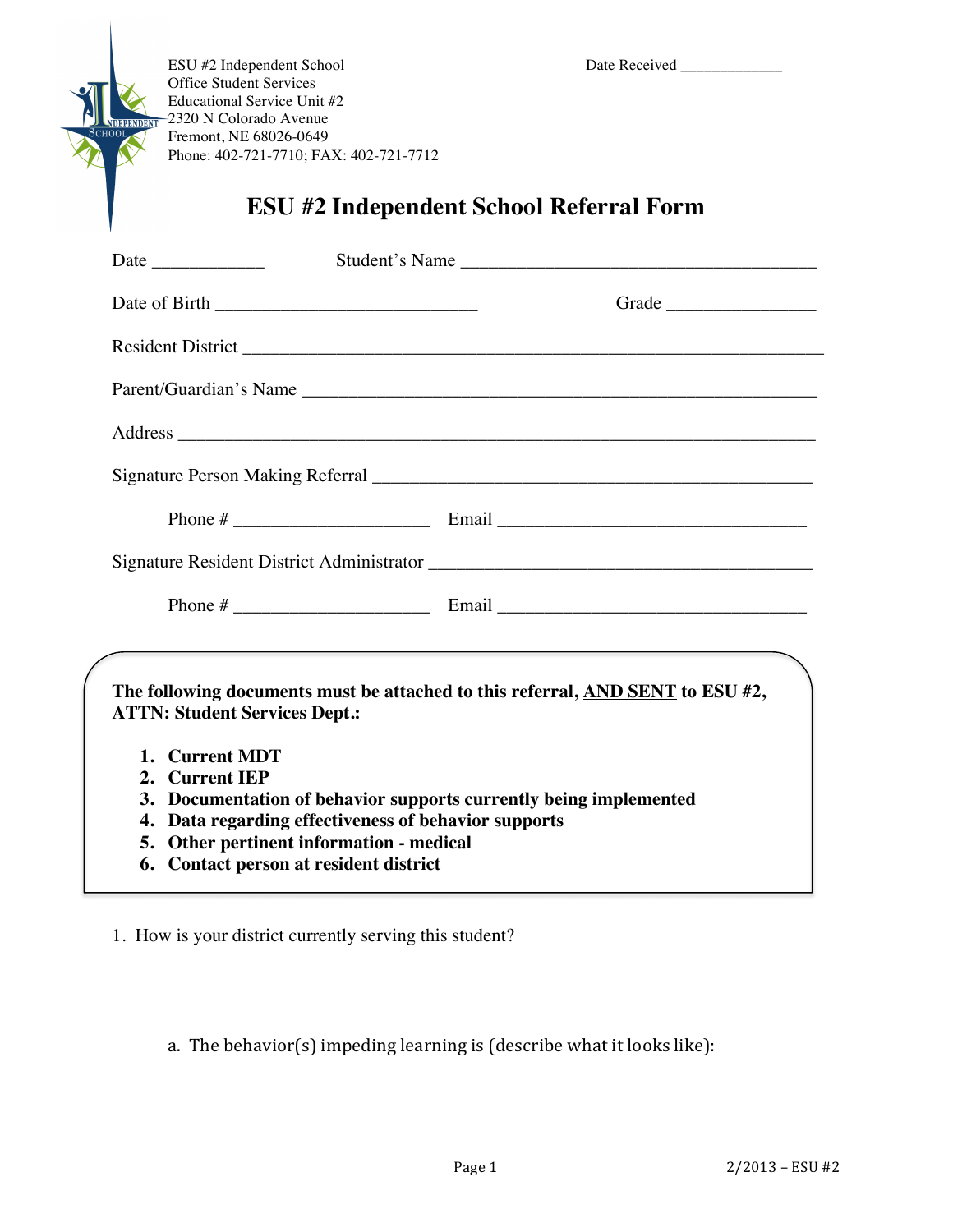ESU #2 Independent School
Office Student Services
Educational Service Unit #2
2320 N Colorado Avenue
Fremont, NE 68026-0649
Phone: 402-721-7710; FAX: 402-721-7712

Date Received _____________

# ESU #2 Independent School Referral Form

Date ____________ Student's Name _______________________________________

Date of Birth ____________________________ Grade ________________

Resident District ______________________________________________________________

Parent/Guardian's Name _________________________________________________________

Address ______________________________________________________________________

Signature Person Making Referral _______________________________________________

Phone # _____________________ Email __________________________________

Signature Resident District Administrator __________________________________________

Phone # _____________________ Email __________________________________

**The following documents must be attached to this referral, <u>AND SENT</u> to ESU #2, ATTN: Student Services Dept.:**

1. **Current MDT**
2. **Current IEP**
3. **Documentation of behavior supports currently being implemented**
4. **Data regarding effectiveness of behavior supports**
5. **Other pertinent information - medical**
6. **Contact person at resident district**

1. How is your district currently serving this student?

   a. The behavior(s) impeding learning is (describe what it looks like):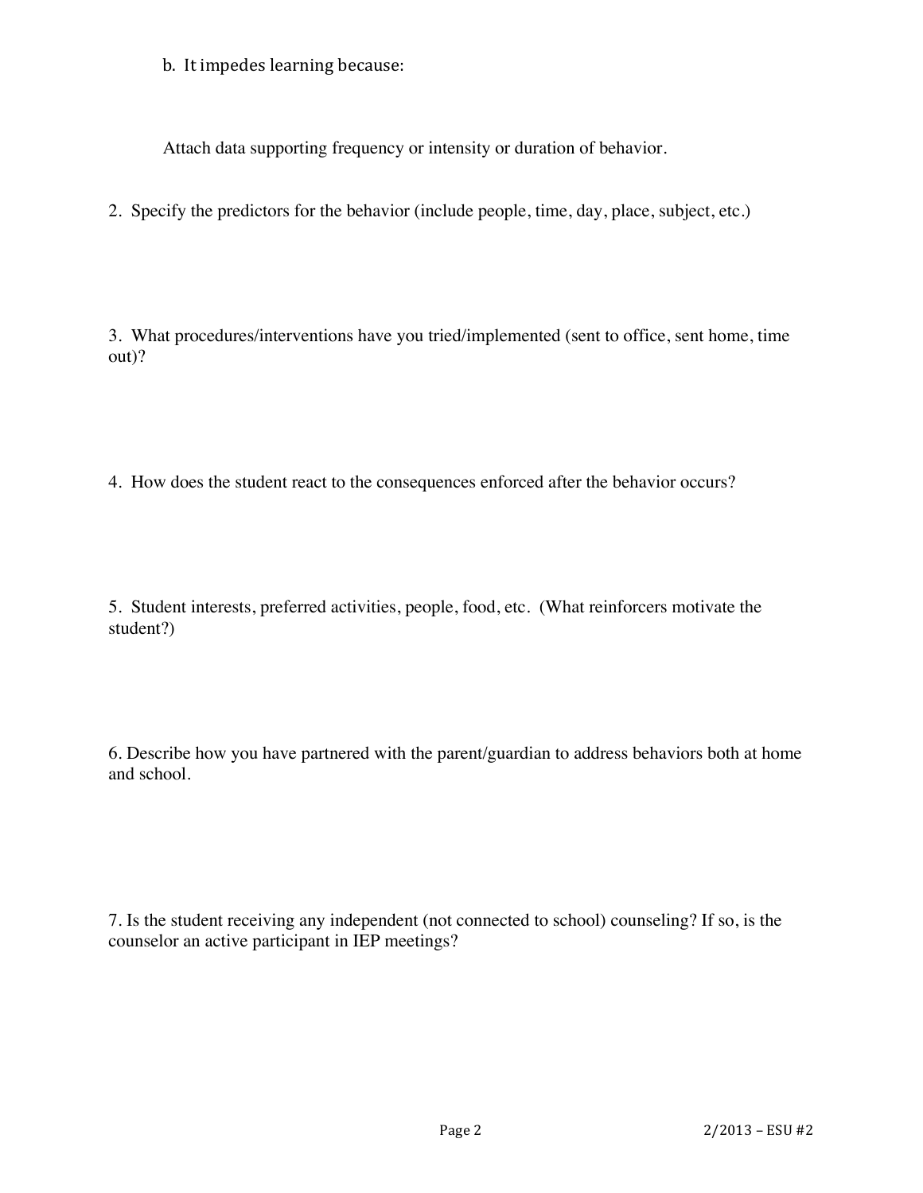b. It impedes learning because:

Attach data supporting frequency or intensity or duration of behavior.

2. Specify the predictors for the behavior (include people, time, day, place, subject, etc.)

3. What procedures/interventions have you tried/implemented (sent to office, sent home, time out)?

4. How does the student react to the consequences enforced after the behavior occurs?

5. Student interests, preferred activities, people, food, etc. (What reinforcers motivate the student?)

6. Describe how you have partnered with the parent/guardian to address behaviors both at home and school.

7. Is the student receiving any independent (not connected to school) counseling? If so, is the counselor an active participant in IEP meetings?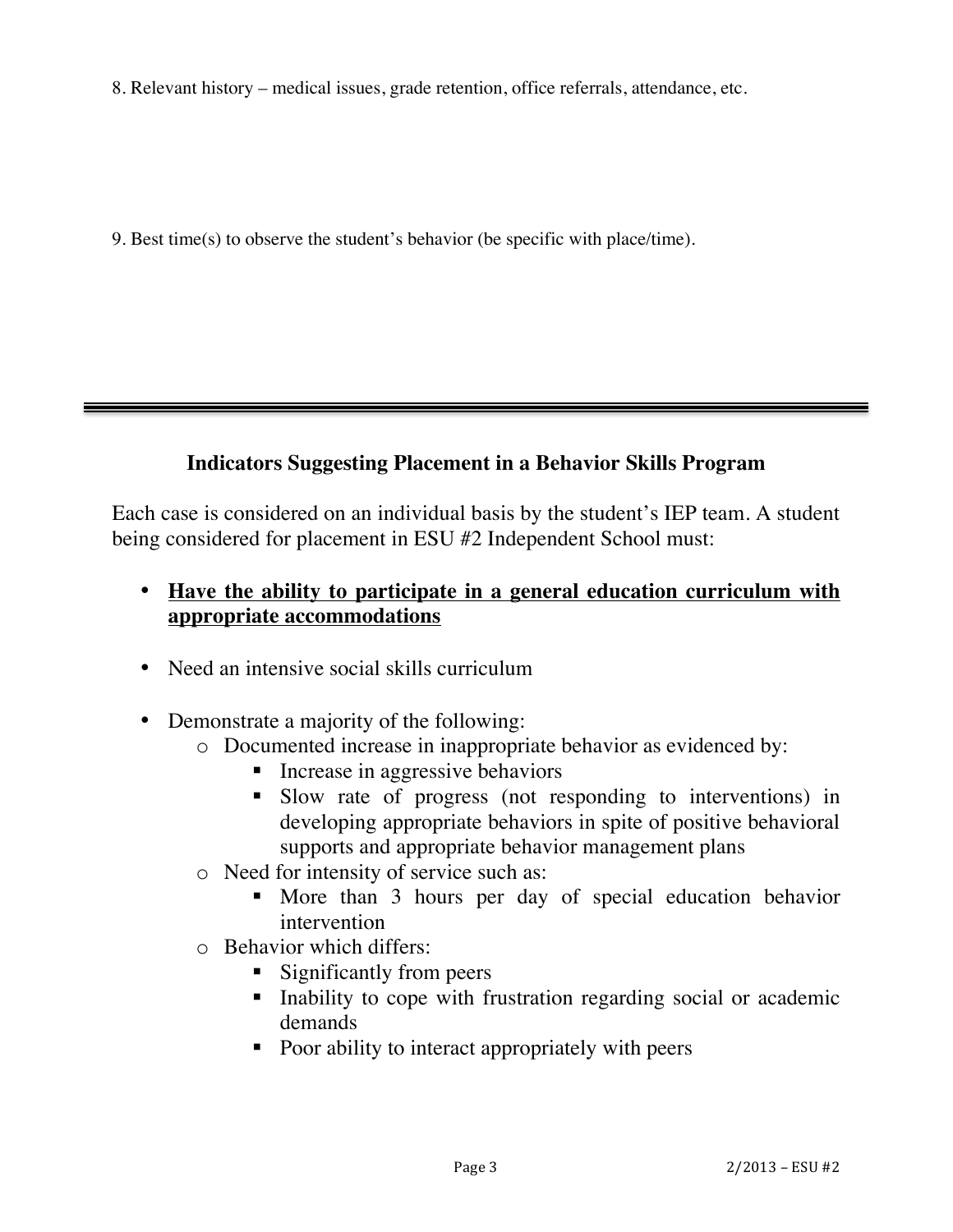8. Relevant history – medical issues, grade retention, office referrals, attendance, etc.

9. Best time(s) to observe the student's behavior (be specific with place/time).

---

## Indicators Suggesting Placement in a Behavior Skills Program

Each case is considered on an individual basis by the student's IEP team. A student being considered for placement in ESU #2 Independent School must:

- **<u>Have the ability to participate in a general education curriculum with appropriate accommodations</u>**
- Need an intensive social skills curriculum
- Demonstrate a majority of the following:
  - Documented increase in inappropriate behavior as evidenced by:
    - Increase in aggressive behaviors
    - Slow rate of progress (not responding to interventions) in developing appropriate behaviors in spite of positive behavioral supports and appropriate behavior management plans
  - Need for intensity of service such as:
    - More than 3 hours per day of special education behavior intervention
  - Behavior which differs:
    - Significantly from peers
    - Inability to cope with frustration regarding social or academic demands
    - Poor ability to interact appropriately with peers